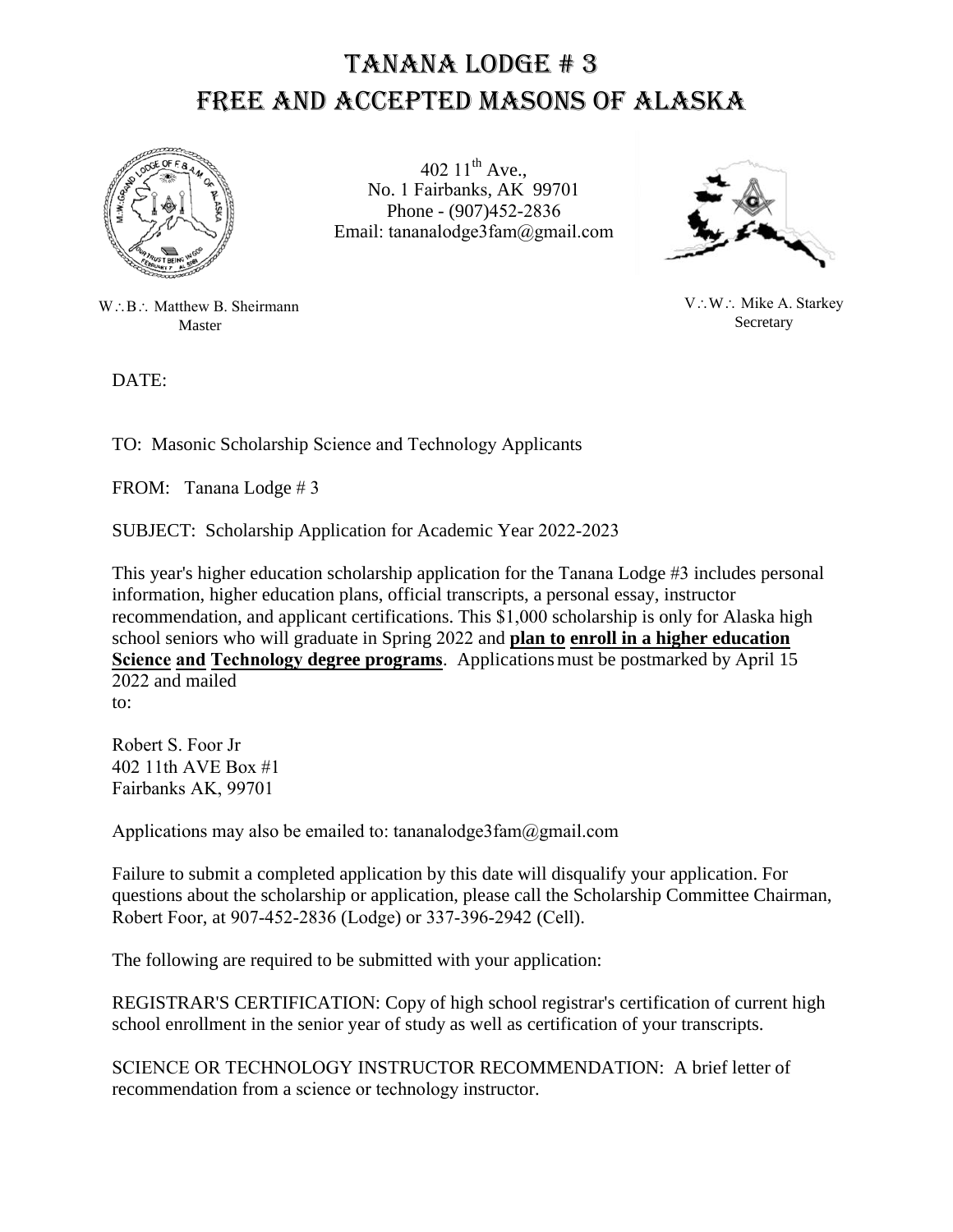# TANANA LODGE # 3
# FREE AND ACCEPTED MASONS OF ALASKA

402 11th Ave.,
No. 1 Fairbanks, AK 99701
Phone - (907)452-2836
Email: tananalodge3fam@gmail.com

W∴B∴ Matthew B. Sheirmann
Master

V∴W∴ Mike A. Starkey
Secretary

DATE:

TO: Masonic Scholarship Science and Technology Applicants

FROM: Tanana Lodge # 3

SUBJECT: Scholarship Application for Academic Year 2022-2023

This year's higher education scholarship application for the Tanana Lodge #3 includes personal information, higher education plans, official transcripts, a personal essay, instructor recommendation, and applicant certifications. This $1,000 scholarship is only for Alaska high school seniors who will graduate in Spring 2022 and **plan to enroll in a higher education Science and Technology degree programs**. Applications must be postmarked by April 15 2022 and mailed to:

Robert S. Foor Jr
402 11th AVE Box #1
Fairbanks AK, 99701

Applications may also be emailed to: tananalodge3fam@gmail.com

Failure to submit a completed application by this date will disqualify your application. For questions about the scholarship or application, please call the Scholarship Committee Chairman, Robert Foor, at 907-452-2836 (Lodge) or 337-396-2942 (Cell).

The following are required to be submitted with your application:

REGISTRAR'S CERTIFICATION: Copy of high school registrar's certification of current high school enrollment in the senior year of study as well as certification of your transcripts.

SCIENCE OR TECHNOLOGY INSTRUCTOR RECOMMENDATION: A brief letter of recommendation from a science or technology instructor.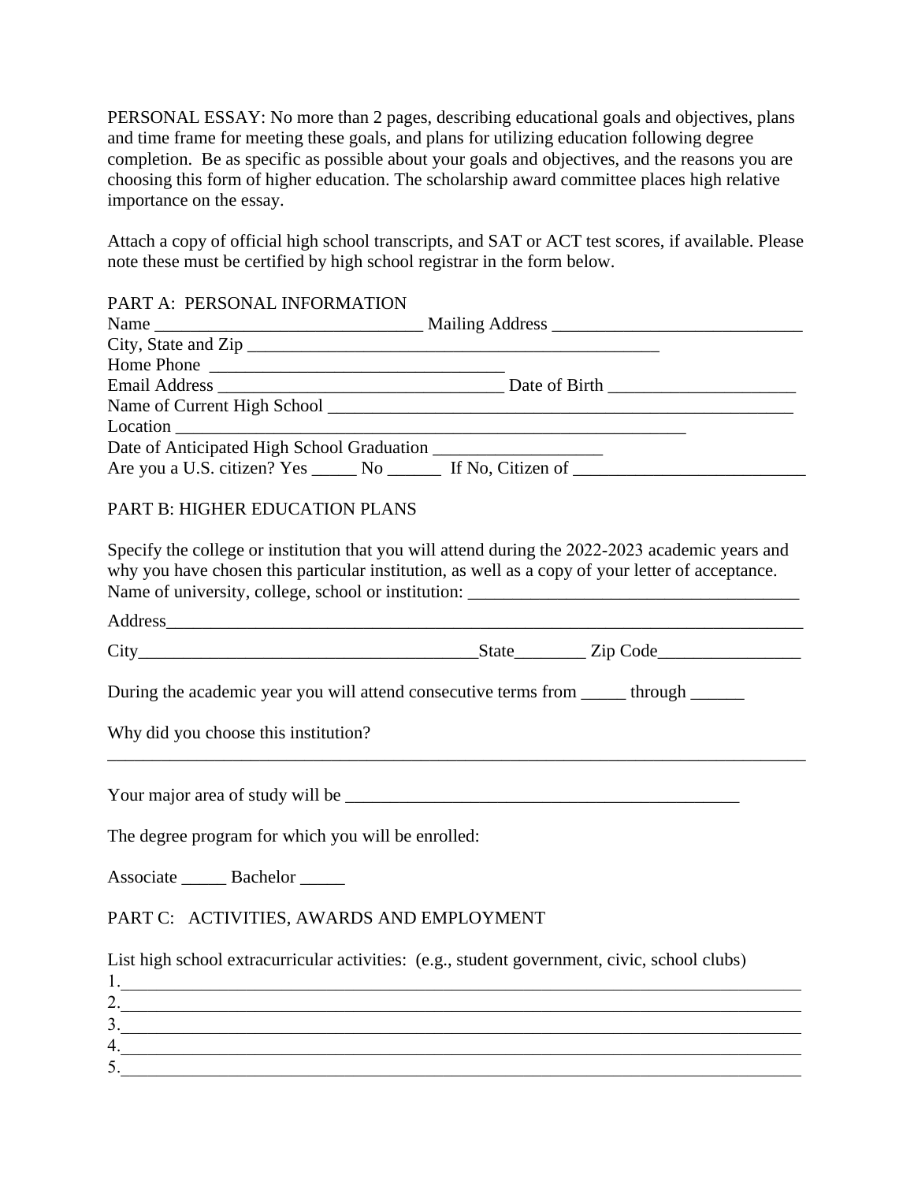PERSONAL ESSAY: No more than 2 pages, describing educational goals and objectives, plans and time frame for meeting these goals, and plans for utilizing education following degree completion. Be as specific as possible about your goals and objectives, and the reasons you are choosing this form of higher education. The scholarship award committee places high relative importance on the essay.

Attach a copy of official high school transcripts, and SAT or ACT test scores, if available. Please note these must be certified by high school registrar in the form below.

## PART A: PERSONAL INFORMATION

Name ______________________________ Mailing Address ____________________________

City, State and Zip ______________________________________________

Home Phone _________________________________

Email Address _________________________________ Date of Birth _____________________

Name of Current High School ______________________________________________________

Location ___________________________________________________________

Date of Anticipated High School Graduation ___________________

Are you a U.S. citizen? Yes _____ No ______ If No, Citizen of __________________________

## PART B: HIGHER EDUCATION PLANS

Specify the college or institution that you will attend during the 2022-2023 academic years and why you have chosen this particular institution, as well as a copy of your letter of acceptance.

Name of university, college, school or institution: _____________________________________

Address_______________________________________________________________________

City______________________________________State________ Zip Code________________

During the academic year you will attend consecutive terms from _____ through ______

Why did you choose this institution?

_______________________________________________________________________________

Your major area of study will be ____________________________________________

The degree program for which you will be enrolled:

Associate _____ Bachelor _____

## PART C: ACTIVITIES, AWARDS AND EMPLOYMENT

List high school extracurricular activities: (e.g., student government, civic, school clubs)

1.______________________________________________________________________________

2.______________________________________________________________________________

3.______________________________________________________________________________

4.______________________________________________________________________________

5.______________________________________________________________________________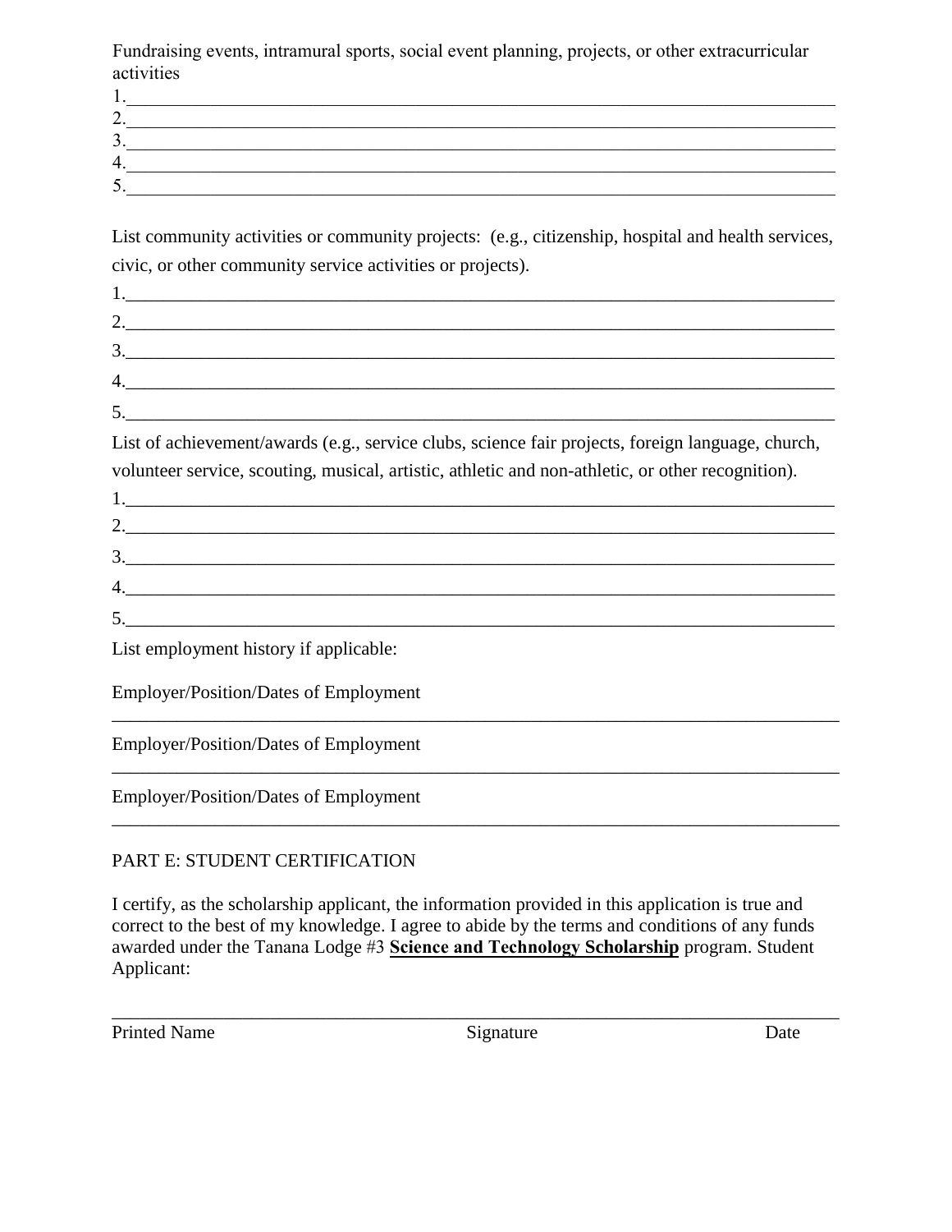Fundraising events, intramural sports, social event planning, projects, or other extracurricular activities

1.\_\_\_\_\_\_\_\_\_\_\_\_\_\_\_\_\_\_\_\_\_\_\_\_\_\_\_\_\_\_\_\_\_\_\_\_\_\_\_\_\_\_\_\_\_\_\_\_\_\_\_\_\_\_\_\_\_\_\_\_\_\_\_\_\_\_\_\_\_\_
2.\_\_\_\_\_\_\_\_\_\_\_\_\_\_\_\_\_\_\_\_\_\_\_\_\_\_\_\_\_\_\_\_\_\_\_\_\_\_\_\_\_\_\_\_\_\_\_\_\_\_\_\_\_\_\_\_\_\_\_\_\_\_\_\_\_\_\_\_\_\_
3.\_\_\_\_\_\_\_\_\_\_\_\_\_\_\_\_\_\_\_\_\_\_\_\_\_\_\_\_\_\_\_\_\_\_\_\_\_\_\_\_\_\_\_\_\_\_\_\_\_\_\_\_\_\_\_\_\_\_\_\_\_\_\_\_\_\_\_\_\_\_
4.\_\_\_\_\_\_\_\_\_\_\_\_\_\_\_\_\_\_\_\_\_\_\_\_\_\_\_\_\_\_\_\_\_\_\_\_\_\_\_\_\_\_\_\_\_\_\_\_\_\_\_\_\_\_\_\_\_\_\_\_\_\_\_\_\_\_\_\_\_\_
5.\_\_\_\_\_\_\_\_\_\_\_\_\_\_\_\_\_\_\_\_\_\_\_\_\_\_\_\_\_\_\_\_\_\_\_\_\_\_\_\_\_\_\_\_\_\_\_\_\_\_\_\_\_\_\_\_\_\_\_\_\_\_\_\_\_\_\_\_\_\_

List community activities or community projects: (e.g., citizenship, hospital and health services, civic, or other community service activities or projects).

1.\_\_\_\_\_\_\_\_\_\_\_\_\_\_\_\_\_\_\_\_\_\_\_\_\_\_\_\_\_\_\_\_\_\_\_\_\_\_\_\_\_\_\_\_\_\_\_\_\_\_\_\_\_\_\_\_\_\_\_\_\_\_\_\_\_\_\_\_\_\_
2.\_\_\_\_\_\_\_\_\_\_\_\_\_\_\_\_\_\_\_\_\_\_\_\_\_\_\_\_\_\_\_\_\_\_\_\_\_\_\_\_\_\_\_\_\_\_\_\_\_\_\_\_\_\_\_\_\_\_\_\_\_\_\_\_\_\_\_\_\_\_
3.\_\_\_\_\_\_\_\_\_\_\_\_\_\_\_\_\_\_\_\_\_\_\_\_\_\_\_\_\_\_\_\_\_\_\_\_\_\_\_\_\_\_\_\_\_\_\_\_\_\_\_\_\_\_\_\_\_\_\_\_\_\_\_\_\_\_\_\_\_\_
4.\_\_\_\_\_\_\_\_\_\_\_\_\_\_\_\_\_\_\_\_\_\_\_\_\_\_\_\_\_\_\_\_\_\_\_\_\_\_\_\_\_\_\_\_\_\_\_\_\_\_\_\_\_\_\_\_\_\_\_\_\_\_\_\_\_\_\_\_\_\_
5.\_\_\_\_\_\_\_\_\_\_\_\_\_\_\_\_\_\_\_\_\_\_\_\_\_\_\_\_\_\_\_\_\_\_\_\_\_\_\_\_\_\_\_\_\_\_\_\_\_\_\_\_\_\_\_\_\_\_\_\_\_\_\_\_\_\_\_\_\_\_

List of achievement/awards (e.g., service clubs, science fair projects, foreign language, church, volunteer service, scouting, musical, artistic, athletic and non-athletic, or other recognition).

1.\_\_\_\_\_\_\_\_\_\_\_\_\_\_\_\_\_\_\_\_\_\_\_\_\_\_\_\_\_\_\_\_\_\_\_\_\_\_\_\_\_\_\_\_\_\_\_\_\_\_\_\_\_\_\_\_\_\_\_\_\_\_\_\_\_\_\_\_\_\_
2.\_\_\_\_\_\_\_\_\_\_\_\_\_\_\_\_\_\_\_\_\_\_\_\_\_\_\_\_\_\_\_\_\_\_\_\_\_\_\_\_\_\_\_\_\_\_\_\_\_\_\_\_\_\_\_\_\_\_\_\_\_\_\_\_\_\_\_\_\_\_
3.\_\_\_\_\_\_\_\_\_\_\_\_\_\_\_\_\_\_\_\_\_\_\_\_\_\_\_\_\_\_\_\_\_\_\_\_\_\_\_\_\_\_\_\_\_\_\_\_\_\_\_\_\_\_\_\_\_\_\_\_\_\_\_\_\_\_\_\_\_\_
4.\_\_\_\_\_\_\_\_\_\_\_\_\_\_\_\_\_\_\_\_\_\_\_\_\_\_\_\_\_\_\_\_\_\_\_\_\_\_\_\_\_\_\_\_\_\_\_\_\_\_\_\_\_\_\_\_\_\_\_\_\_\_\_\_\_\_\_\_\_\_
5.\_\_\_\_\_\_\_\_\_\_\_\_\_\_\_\_\_\_\_\_\_\_\_\_\_\_\_\_\_\_\_\_\_\_\_\_\_\_\_\_\_\_\_\_\_\_\_\_\_\_\_\_\_\_\_\_\_\_\_\_\_\_\_\_\_\_\_\_\_\_

List employment history if applicable:

Employer/Position/Dates of Employment

\_\_\_\_\_\_\_\_\_\_\_\_\_\_\_\_\_\_\_\_\_\_\_\_\_\_\_\_\_\_\_\_\_\_\_\_\_\_\_\_\_\_\_\_\_\_\_\_\_\_\_\_\_\_\_\_\_\_\_\_\_\_\_\_\_\_\_\_\_\_\_\_

Employer/Position/Dates of Employment

\_\_\_\_\_\_\_\_\_\_\_\_\_\_\_\_\_\_\_\_\_\_\_\_\_\_\_\_\_\_\_\_\_\_\_\_\_\_\_\_\_\_\_\_\_\_\_\_\_\_\_\_\_\_\_\_\_\_\_\_\_\_\_\_\_\_\_\_\_\_\_\_

Employer/Position/Dates of Employment

\_\_\_\_\_\_\_\_\_\_\_\_\_\_\_\_\_\_\_\_\_\_\_\_\_\_\_\_\_\_\_\_\_\_\_\_\_\_\_\_\_\_\_\_\_\_\_\_\_\_\_\_\_\_\_\_\_\_\_\_\_\_\_\_\_\_\_\_\_\_\_\_

## PART E: STUDENT CERTIFICATION

I certify, as the scholarship applicant, the information provided in this application is true and correct to the best of my knowledge. I agree to abide by the terms and conditions of any funds awarded under the Tanana Lodge #3 **Science and Technology Scholarship** program. Student Applicant:

\_\_\_\_\_\_\_\_\_\_\_\_\_\_\_\_\_\_\_\_\_\_\_\_\_\_\_\_\_\_\_\_\_\_\_\_\_\_\_\_\_\_\_\_\_\_\_\_\_\_\_\_\_\_\_\_\_\_\_\_\_\_\_\_\_\_\_\_\_\_\_\_

Printed Name Signature Date